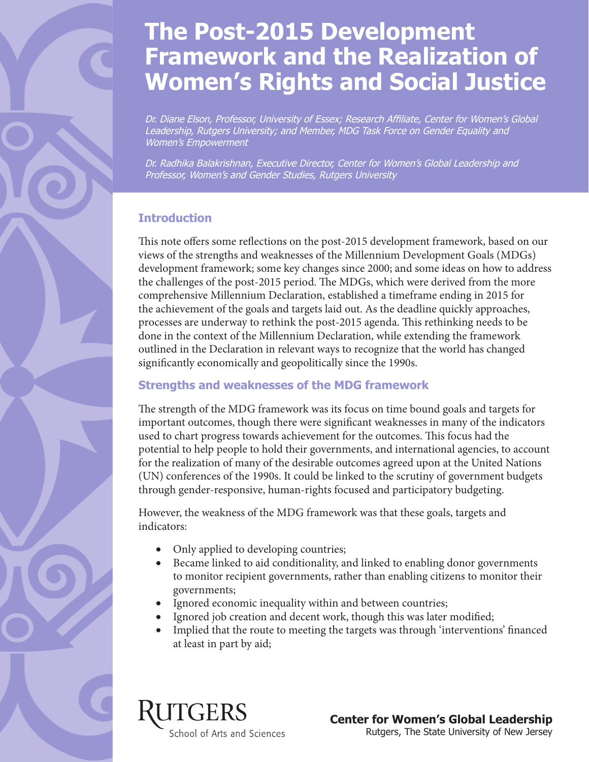# The Post-2015 Development Framework and the Realization of Women's Rights and Social Justice

*Dr. Diane Elson, Professor, University of Essex; Research Affiliate, Center for Women's Global Leadership, Rutgers University; and Member, MDG Task Force on Gender Equality and Women's Empowerment*

*Dr. Radhika Balakrishnan, Executive Director, Center for Women's Global Leadership and Professor, Women's and Gender Studies, Rutgers University*

## Introduction

This note offers some reflections on the post-2015 development framework, based on our views of the strengths and weaknesses of the Millennium Development Goals (MDGs) development framework; some key changes since 2000; and some ideas on how to address the challenges of the post-2015 period. The MDGs, which were derived from the more comprehensive Millennium Declaration, established a timeframe ending in 2015 for the achievement of the goals and targets laid out. As the deadline quickly approaches, processes are underway to rethink the post-2015 agenda. This rethinking needs to be done in the context of the Millennium Declaration, while extending the framework outlined in the Declaration in relevant ways to recognize that the world has changed significantly economically and geopolitically since the 1990s.

## Strengths and weaknesses of the MDG framework

The strength of the MDG framework was its focus on time bound goals and targets for important outcomes, though there were significant weaknesses in many of the indicators used to chart progress towards achievement for the outcomes. This focus had the potential to help people to hold their governments, and international agencies, to account for the realization of many of the desirable outcomes agreed upon at the United Nations (UN) conferences of the 1990s. It could be linked to the scrutiny of government budgets through gender-responsive, human-rights focused and participatory budgeting.

However, the weakness of the MDG framework was that these goals, targets and indicators:

- Only applied to developing countries;
- Became linked to aid conditionality, and linked to enabling donor governments to monitor recipient governments, rather than enabling citizens to monitor their governments;
- Ignored economic inequality within and between countries;
- Ignored job creation and decent work, though this was later modified;
- Implied that the route to meeting the targets was through 'interventions' financed at least in part by aid;

RUTGERS
School of Arts and Sciences

**Center for Women's Global Leadership**
Rutgers, The State University of New Jersey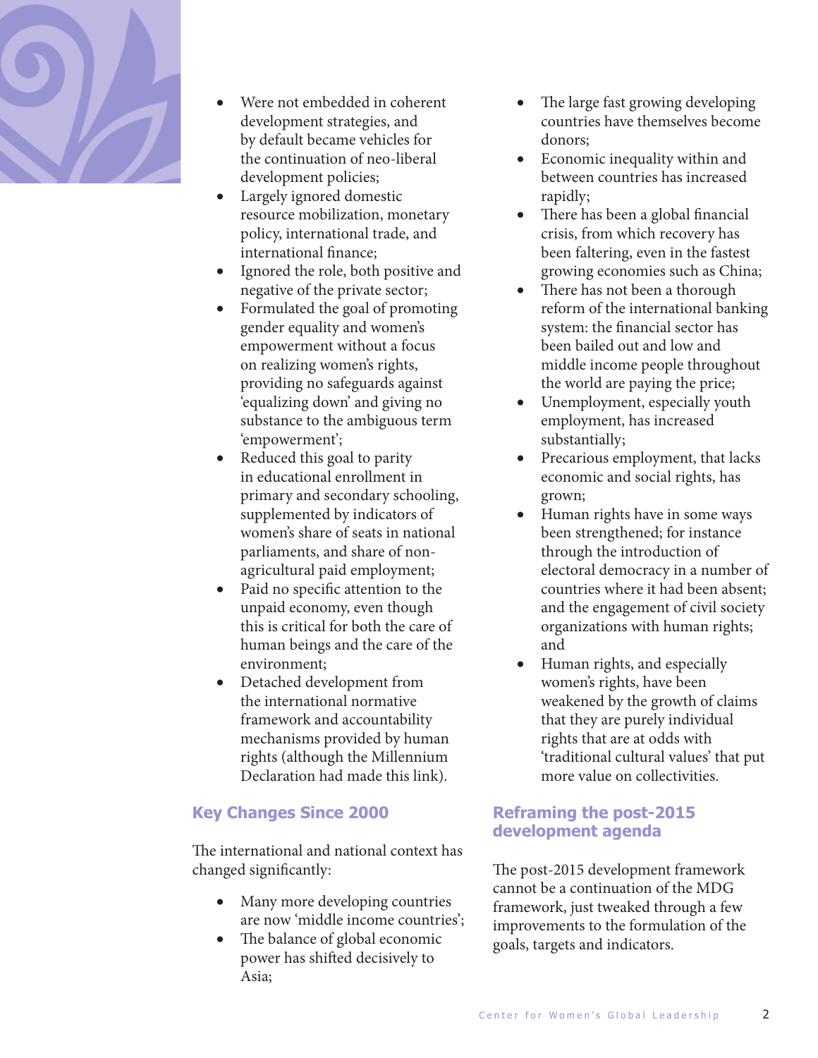- Were not embedded in coherent development strategies, and by default became vehicles for the continuation of neo-liberal development policies;
- Largely ignored domestic resource mobilization, monetary policy, international trade, and international finance;
- Ignored the role, both positive and negative of the private sector;
- Formulated the goal of promoting gender equality and women's empowerment without a focus on realizing women's rights, providing no safeguards against 'equalizing down' and giving no substance to the ambiguous term 'empowerment';
- Reduced this goal to parity in educational enrollment in primary and secondary schooling, supplemented by indicators of women's share of seats in national parliaments, and share of non-agricultural paid employment;
- Paid no specific attention to the unpaid economy, even though this is critical for both the care of human beings and the care of the environment;
- Detached development from the international normative framework and accountability mechanisms provided by human rights (although the Millennium Declaration had made this link).

## Key Changes Since 2000

The international and national context has changed significantly:

- Many more developing countries are now 'middle income countries';
- The balance of global economic power has shifted decisively to Asia;
- The large fast growing developing countries have themselves become donors;
- Economic inequality within and between countries has increased rapidly;
- There has been a global financial crisis, from which recovery has been faltering, even in the fastest growing economies such as China;
- There has not been a thorough reform of the international banking system: the financial sector has been bailed out and low and middle income people throughout the world are paying the price;
- Unemployment, especially youth employment, has increased substantially;
- Precarious employment, that lacks economic and social rights, has grown;
- Human rights have in some ways been strengthened; for instance through the introduction of electoral democracy in a number of countries where it had been absent; and the engagement of civil society organizations with human rights; and
- Human rights, and especially women's rights, have been weakened by the growth of claims that they are purely individual rights that are at odds with 'traditional cultural values' that put more value on collectivities.

## Reframing the post-2015 development agenda

The post-2015 development framework cannot be a continuation of the MDG framework, just tweaked through a few improvements to the formulation of the goals, targets and indicators.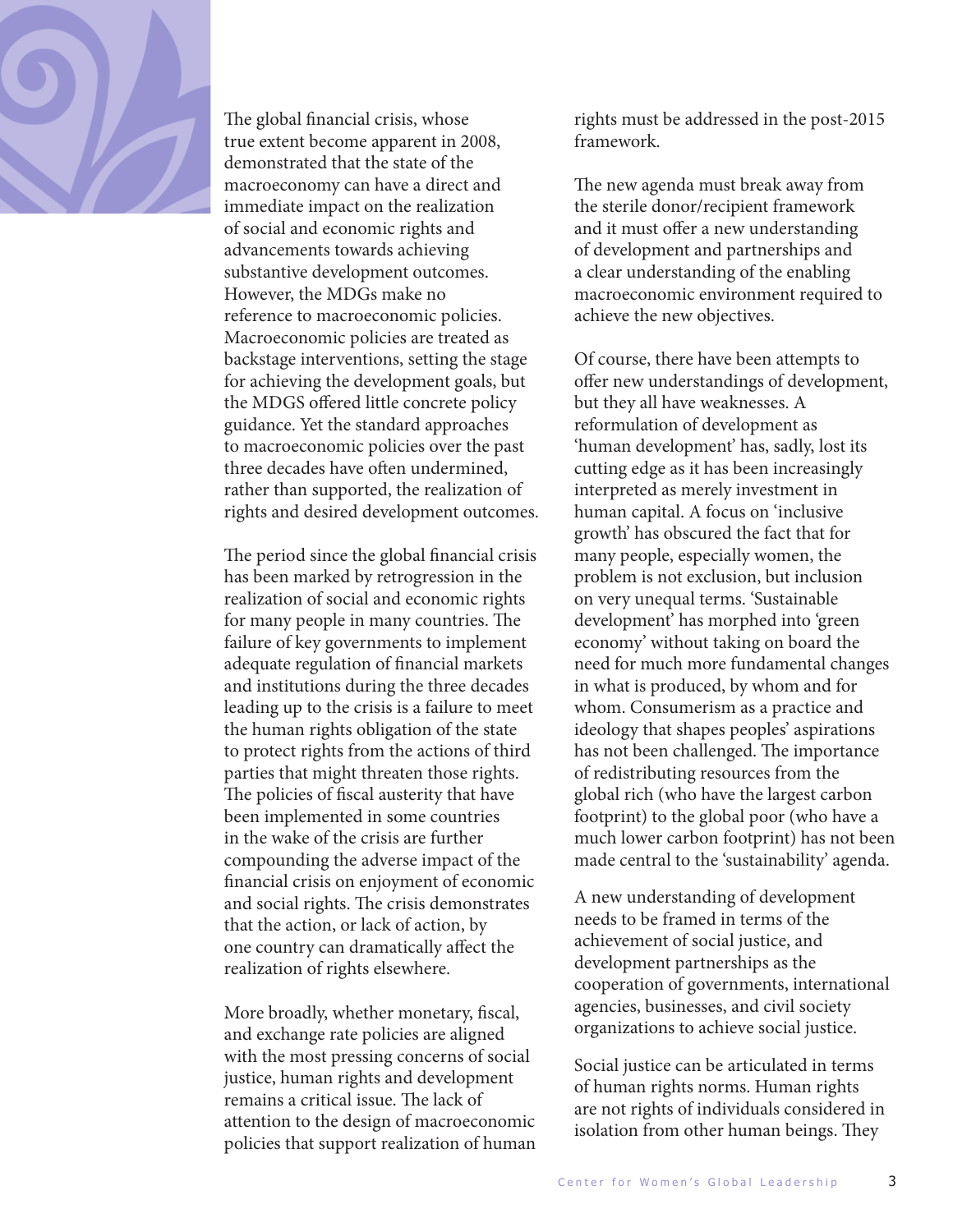The global financial crisis, whose true extent become apparent in 2008, demonstrated that the state of the macroeconomy can have a direct and immediate impact on the realization of social and economic rights and advancements towards achieving substantive development outcomes. However, the MDGs make no reference to macroeconomic policies. Macroeconomic policies are treated as backstage interventions, setting the stage for achieving the development goals, but the MDGS offered little concrete policy guidance. Yet the standard approaches to macroeconomic policies over the past three decades have often undermined, rather than supported, the realization of rights and desired development outcomes.

The period since the global financial crisis has been marked by retrogression in the realization of social and economic rights for many people in many countries. The failure of key governments to implement adequate regulation of financial markets and institutions during the three decades leading up to the crisis is a failure to meet the human rights obligation of the state to protect rights from the actions of third parties that might threaten those rights. The policies of fiscal austerity that have been implemented in some countries in the wake of the crisis are further compounding the adverse impact of the financial crisis on enjoyment of economic and social rights. The crisis demonstrates that the action, or lack of action, by one country can dramatically affect the realization of rights elsewhere.

More broadly, whether monetary, fiscal, and exchange rate policies are aligned with the most pressing concerns of social justice, human rights and development remains a critical issue. The lack of attention to the design of macroeconomic policies that support realization of human rights must be addressed in the post-2015 framework.

The new agenda must break away from the sterile donor/recipient framework and it must offer a new understanding of development and partnerships and a clear understanding of the enabling macroeconomic environment required to achieve the new objectives.

Of course, there have been attempts to offer new understandings of development, but they all have weaknesses. A reformulation of development as 'human development' has, sadly, lost its cutting edge as it has been increasingly interpreted as merely investment in human capital. A focus on 'inclusive growth' has obscured the fact that for many people, especially women, the problem is not exclusion, but inclusion on very unequal terms. 'Sustainable development' has morphed into 'green economy' without taking on board the need for much more fundamental changes in what is produced, by whom and for whom. Consumerism as a practice and ideology that shapes peoples' aspirations has not been challenged. The importance of redistributing resources from the global rich (who have the largest carbon footprint) to the global poor (who have a much lower carbon footprint) has not been made central to the 'sustainability' agenda.

A new understanding of development needs to be framed in terms of the achievement of social justice, and development partnerships as the cooperation of governments, international agencies, businesses, and civil society organizations to achieve social justice.

Social justice can be articulated in terms of human rights norms. Human rights are not rights of individuals considered in isolation from other human beings. They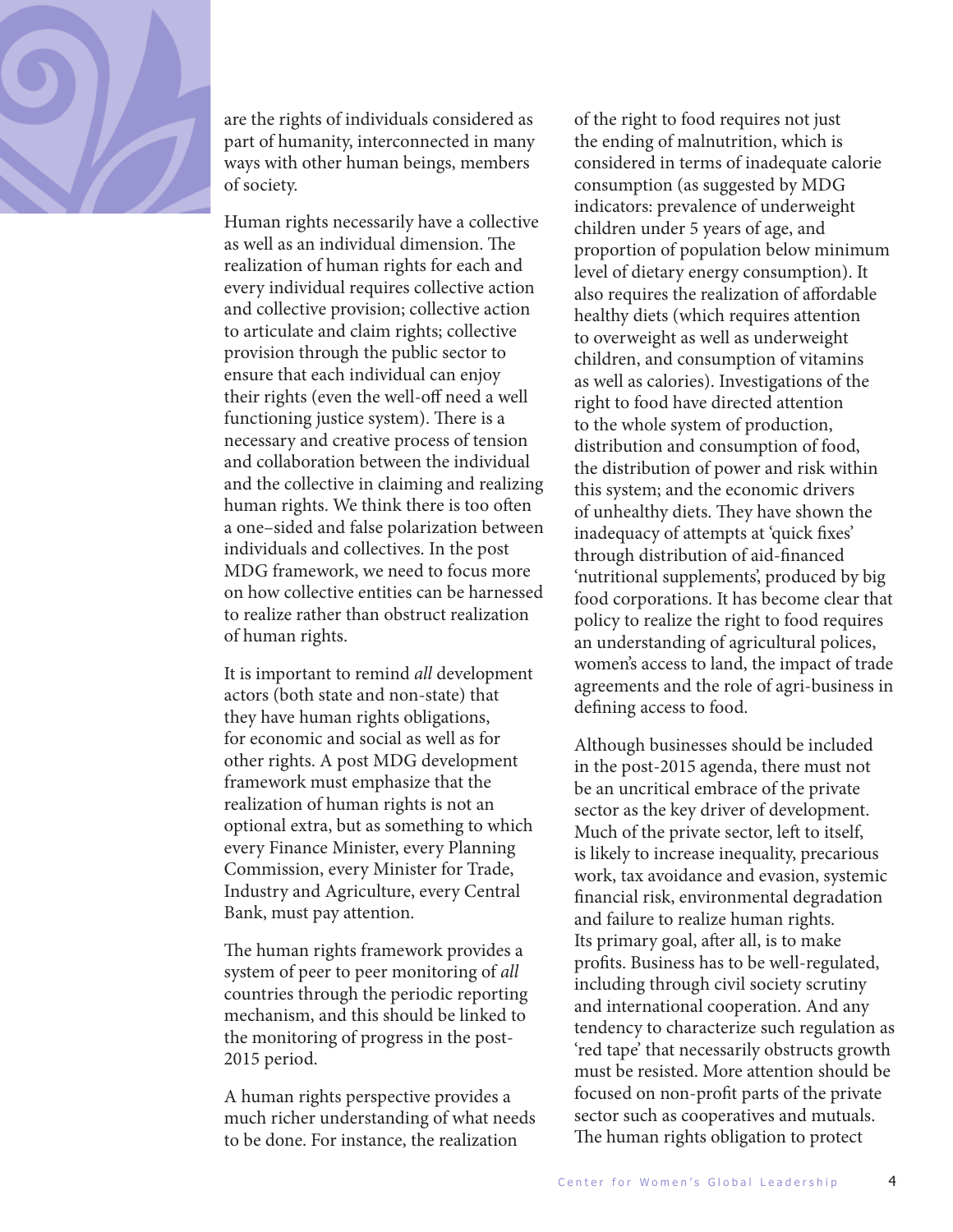are the rights of individuals considered as part of humanity, interconnected in many ways with other human beings, members of society.

Human rights necessarily have a collective as well as an individual dimension. The realization of human rights for each and every individual requires collective action and collective provision; collective action to articulate and claim rights; collective provision through the public sector to ensure that each individual can enjoy their rights (even the well-off need a well functioning justice system). There is a necessary and creative process of tension and collaboration between the individual and the collective in claiming and realizing human rights. We think there is too often a one–sided and false polarization between individuals and collectives. In the post MDG framework, we need to focus more on how collective entities can be harnessed to realize rather than obstruct realization of human rights.

It is important to remind *all* development actors (both state and non-state) that they have human rights obligations, for economic and social as well as for other rights. A post MDG development framework must emphasize that the realization of human rights is not an optional extra, but as something to which every Finance Minister, every Planning Commission, every Minister for Trade, Industry and Agriculture, every Central Bank, must pay attention.

The human rights framework provides a system of peer to peer monitoring of *all* countries through the periodic reporting mechanism, and this should be linked to the monitoring of progress in the post-2015 period.

A human rights perspective provides a much richer understanding of what needs to be done. For instance, the realization of the right to food requires not just the ending of malnutrition, which is considered in terms of inadequate calorie consumption (as suggested by MDG indicators: prevalence of underweight children under 5 years of age, and proportion of population below minimum level of dietary energy consumption). It also requires the realization of affordable healthy diets (which requires attention to overweight as well as underweight children, and consumption of vitamins as well as calories). Investigations of the right to food have directed attention to the whole system of production, distribution and consumption of food, the distribution of power and risk within this system; and the economic drivers of unhealthy diets. They have shown the inadequacy of attempts at 'quick fixes' through distribution of aid-financed 'nutritional supplements', produced by big food corporations. It has become clear that policy to realize the right to food requires an understanding of agricultural polices, women's access to land, the impact of trade agreements and the role of agri-business in defining access to food.

Although businesses should be included in the post-2015 agenda, there must not be an uncritical embrace of the private sector as the key driver of development. Much of the private sector, left to itself, is likely to increase inequality, precarious work, tax avoidance and evasion, systemic financial risk, environmental degradation and failure to realize human rights. Its primary goal, after all, is to make profits. Business has to be well-regulated, including through civil society scrutiny and international cooperation. And any tendency to characterize such regulation as 'red tape' that necessarily obstructs growth must be resisted. More attention should be focused on non-profit parts of the private sector such as cooperatives and mutuals. The human rights obligation to protect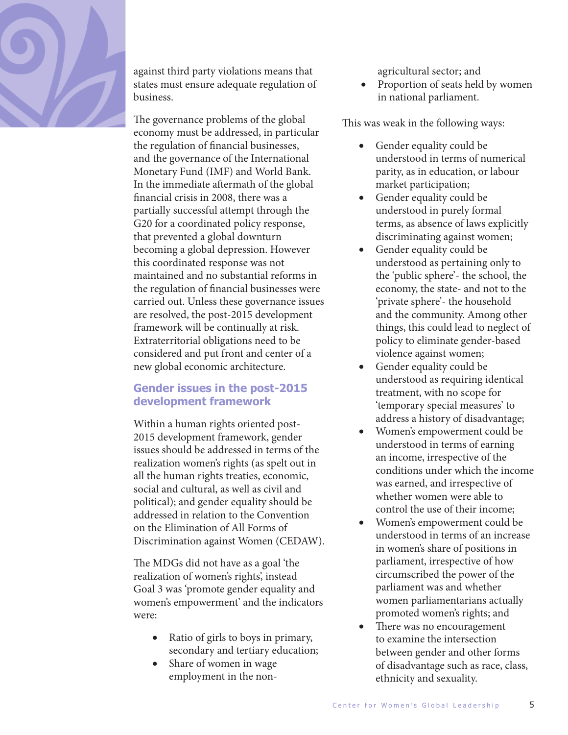against third party violations means that states must ensure adequate regulation of business.

The governance problems of the global economy must be addressed, in particular the regulation of financial businesses, and the governance of the International Monetary Fund (IMF) and World Bank. In the immediate aftermath of the global financial crisis in 2008, there was a partially successful attempt through the G20 for a coordinated policy response, that prevented a global downturn becoming a global depression. However this coordinated response was not maintained and no substantial reforms in the regulation of financial businesses were carried out. Unless these governance issues are resolved, the post-2015 development framework will be continually at risk. Extraterritorial obligations need to be considered and put front and center of a new global economic architecture.

## Gender issues in the post-2015 development framework

Within a human rights oriented post-2015 development framework, gender issues should be addressed in terms of the realization women's rights (as spelt out in all the human rights treaties, economic, social and cultural, as well as civil and political); and gender equality should be addressed in relation to the Convention on the Elimination of All Forms of Discrimination against Women (CEDAW).

The MDGs did not have as a goal 'the realization of women's rights', instead Goal 3 was 'promote gender equality and women's empowerment' and the indicators were:

- Ratio of girls to boys in primary, secondary and tertiary education;
- Share of women in wage employment in the non-agricultural sector; and
- Proportion of seats held by women in national parliament.

This was weak in the following ways:

- Gender equality could be understood in terms of numerical parity, as in education, or labour market participation;
- Gender equality could be understood in purely formal terms, as absence of laws explicitly discriminating against women;
- Gender equality could be understood as pertaining only to the 'public sphere'- the school, the economy, the state- and not to the 'private sphere'- the household and the community. Among other things, this could lead to neglect of policy to eliminate gender-based violence against women;
- Gender equality could be understood as requiring identical treatment, with no scope for 'temporary special measures' to address a history of disadvantage;
- Women's empowerment could be understood in terms of earning an income, irrespective of the conditions under which the income was earned, and irrespective of whether women were able to control the use of their income;
- Women's empowerment could be understood in terms of an increase in women's share of positions in parliament, irrespective of how circumscribed the power of the parliament was and whether women parliamentarians actually promoted women's rights; and
- There was no encouragement to examine the intersection between gender and other forms of disadvantage such as race, class, ethnicity and sexuality.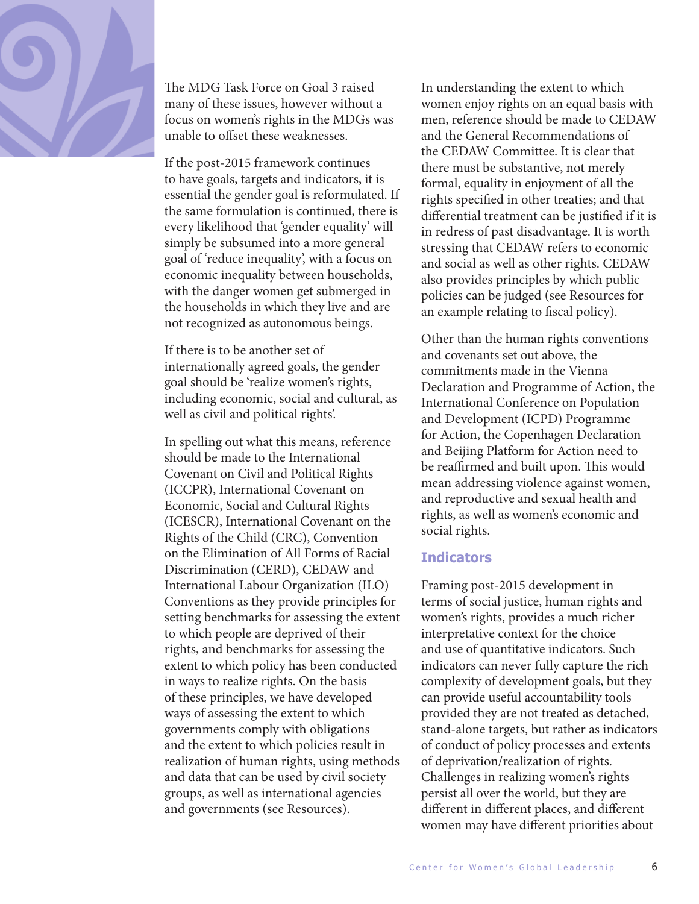The MDG Task Force on Goal 3 raised many of these issues, however without a focus on women's rights in the MDGs was unable to offset these weaknesses.

If the post-2015 framework continues to have goals, targets and indicators, it is essential the gender goal is reformulated. If the same formulation is continued, there is every likelihood that 'gender equality' will simply be subsumed into a more general goal of 'reduce inequality', with a focus on economic inequality between households, with the danger women get submerged in the households in which they live and are not recognized as autonomous beings.

If there is to be another set of internationally agreed goals, the gender goal should be 'realize women's rights, including economic, social and cultural, as well as civil and political rights'.

In spelling out what this means, reference should be made to the International Covenant on Civil and Political Rights (ICCPR), International Covenant on Economic, Social and Cultural Rights (ICESCR), International Covenant on the Rights of the Child (CRC), Convention on the Elimination of All Forms of Racial Discrimination (CERD), CEDAW and International Labour Organization (ILO) Conventions as they provide principles for setting benchmarks for assessing the extent to which people are deprived of their rights, and benchmarks for assessing the extent to which policy has been conducted in ways to realize rights. On the basis of these principles, we have developed ways of assessing the extent to which governments comply with obligations and the extent to which policies result in realization of human rights, using methods and data that can be used by civil society groups, as well as international agencies and governments (see Resources).

In understanding the extent to which women enjoy rights on an equal basis with men, reference should be made to CEDAW and the General Recommendations of the CEDAW Committee. It is clear that there must be substantive, not merely formal, equality in enjoyment of all the rights specified in other treaties; and that differential treatment can be justified if it is in redress of past disadvantage. It is worth stressing that CEDAW refers to economic and social as well as other rights. CEDAW also provides principles by which public policies can be judged (see Resources for an example relating to fiscal policy).

Other than the human rights conventions and covenants set out above, the commitments made in the Vienna Declaration and Programme of Action, the International Conference on Population and Development (ICPD) Programme for Action, the Copenhagen Declaration and Beijing Platform for Action need to be reaffirmed and built upon. This would mean addressing violence against women, and reproductive and sexual health and rights, as well as women's economic and social rights.

## Indicators

Framing post-2015 development in terms of social justice, human rights and women's rights, provides a much richer interpretative context for the choice and use of quantitative indicators. Such indicators can never fully capture the rich complexity of development goals, but they can provide useful accountability tools provided they are not treated as detached, stand-alone targets, but rather as indicators of conduct of policy processes and extents of deprivation/realization of rights. Challenges in realizing women's rights persist all over the world, but they are different in different places, and different women may have different priorities about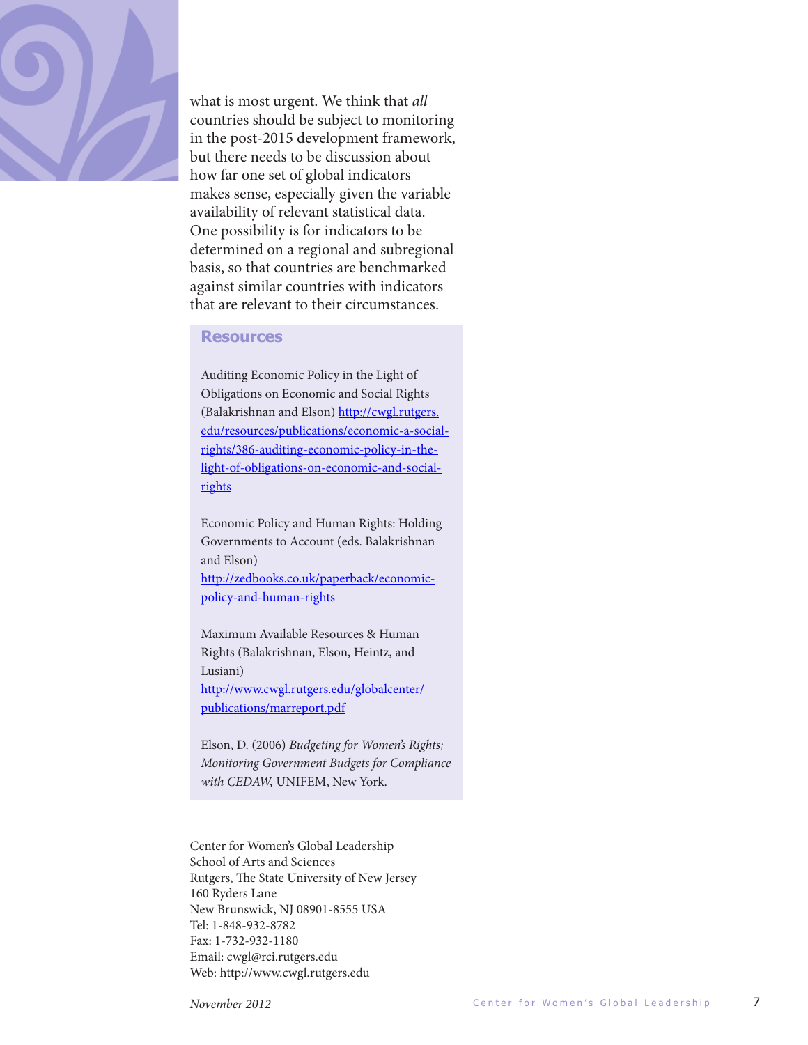what is most urgent. We think that *all* countries should be subject to monitoring in the post-2015 development framework, but there needs to be discussion about how far one set of global indicators makes sense, especially given the variable availability of relevant statistical data. One possibility is for indicators to be determined on a regional and subregional basis, so that countries are benchmarked against similar countries with indicators that are relevant to their circumstances.

## Resources

Auditing Economic Policy in the Light of Obligations on Economic and Social Rights (Balakrishnan and Elson) http://cwgl.rutgers.edu/resources/publications/economic-a-social-rights/386-auditing-economic-policy-in-the-light-of-obligations-on-economic-and-social-rights

Economic Policy and Human Rights: Holding Governments to Account (eds. Balakrishnan and Elson) http://zedbooks.co.uk/paperback/economic-policy-and-human-rights

Maximum Available Resources & Human Rights (Balakrishnan, Elson, Heintz, and Lusiani) http://www.cwgl.rutgers.edu/globalcenter/publications/marreport.pdf

Elson, D. (2006) *Budgeting for Women's Rights; Monitoring Government Budgets for Compliance with CEDAW,* UNIFEM, New York.

Center for Women's Global Leadership
School of Arts and Sciences
Rutgers, The State University of New Jersey
160 Ryders Lane
New Brunswick, NJ 08901-8555 USA
Tel: 1-848-932-8782
Fax: 1-732-932-1180
Email: cwgl@rci.rutgers.edu
Web: http://www.cwgl.rutgers.edu

*November 2012*